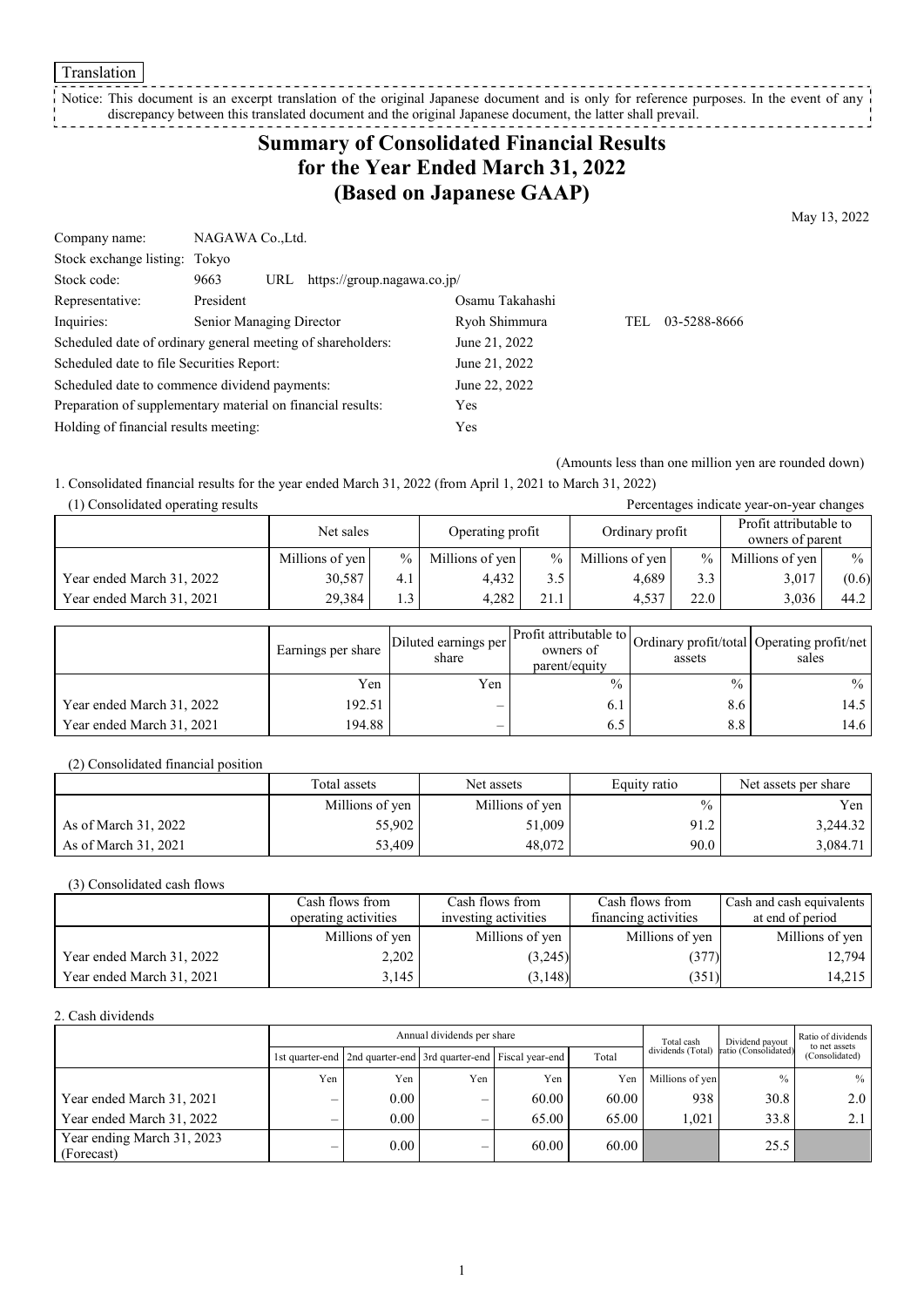Translation

Notice: This document is an excerpt translation of the original Japanese document and is only for reference purposes. In the event of any discrepancy between this translated document and the original Japanese document, the latter shall prevail.

# Summary of Consolidated Financial Results for the Year Ended March 31, 2022 (Based on Japanese GAAP)

May 13, 2022

| | | | |
|---|---|---|---|
| Company name: | NAGAWA Co.,Ltd. | | |
| Stock exchange listing: | Tokyo | | |
| Stock code: | 9663 URL https://group.nagawa.co.jp/ | | |
| Representative: | President | Osamu Takahashi | |
| Inquiries: | Senior Managing Director | Ryoh Shimmura | TEL 03-5288-8666 |
| Scheduled date of ordinary general meeting of shareholders: | | June 21, 2022 | |
| Scheduled date to file Securities Report: | | June 21, 2022 | |
| Scheduled date to commence dividend payments: | | June 22, 2022 | |
| Preparation of supplementary material on financial results: | | Yes | |
| Holding of financial results meeting: | | Yes | |

(Amounts less than one million yen are rounded down)

1. Consolidated financial results for the year ended March 31, 2022 (from April 1, 2021 to March 31, 2022)

(1) Consolidated operating results

Percentages indicate year-on-year changes

| | Net sales | | Operating profit | | Ordinary profit | | Profit attributable to owners of parent | |
|---|---|---|---|---|---|---|---|---|
| | Millions of yen | % | Millions of yen | % | Millions of yen | % | Millions of yen | % |
| Year ended March 31, 2022 | 30,587 | 4.1 | 4,432 | 3.5 | 4,689 | 3.3 | 3,017 | (0.6) |
| Year ended March 31, 2021 | 29,384 | 1.3 | 4,282 | 21.1 | 4,537 | 22.0 | 3,036 | 44.2 |

| | Earnings per share | Diluted earnings per share | Profit attributable to owners of parent/equity | Ordinary profit/total assets | Operating profit/net sales |
|---|---|---|---|---|---|
| | Yen | Yen | % | % | % |
| Year ended March 31, 2022 | 192.51 | – | 6.1 | 8.6 | 14.5 |
| Year ended March 31, 2021 | 194.88 | – | 6.5 | 8.8 | 14.6 |

(2) Consolidated financial position

| | Total assets | Net assets | Equity ratio | Net assets per share |
|---|---|---|---|---|
| | Millions of yen | Millions of yen | % | Yen |
| As of March 31, 2022 | 55,902 | 51,009 | 91.2 | 3,244.32 |
| As of March 31, 2021 | 53,409 | 48,072 | 90.0 | 3,084.71 |

(3) Consolidated cash flows

| | Cash flows from operating activities | Cash flows from investing activities | Cash flows from financing activities | Cash and cash equivalents at end of period |
|---|---|---|---|---|
| | Millions of yen | Millions of yen | Millions of yen | Millions of yen |
| Year ended March 31, 2022 | 2,202 | (3,245) | (377) | 12,794 |
| Year ended March 31, 2021 | 3,145 | (3,148) | (351) | 14,215 |

2. Cash dividends

| | Annual dividends per share | | | | | Total cash dividends (Total) | Dividend payout ratio (Consolidated) | Ratio of dividends to net assets (Consolidated) |
|---|---|---|---|---|---|---|---|---|
| | 1st quarter-end | 2nd quarter-end | 3rd quarter-end | Fiscal year-end | Total | | | |
| | Yen | Yen | Yen | Yen | Yen | Millions of yen | % | % |
| Year ended March 31, 2021 | – | 0.00 | – | 60.00 | 60.00 | 938 | 30.8 | 2.0 |
| Year ended March 31, 2022 | – | 0.00 | – | 65.00 | 65.00 | 1,021 | 33.8 | 2.1 |
| Year ending March 31, 2023 (Forecast) | – | 0.00 | – | 60.00 | 60.00 | | 25.5 | |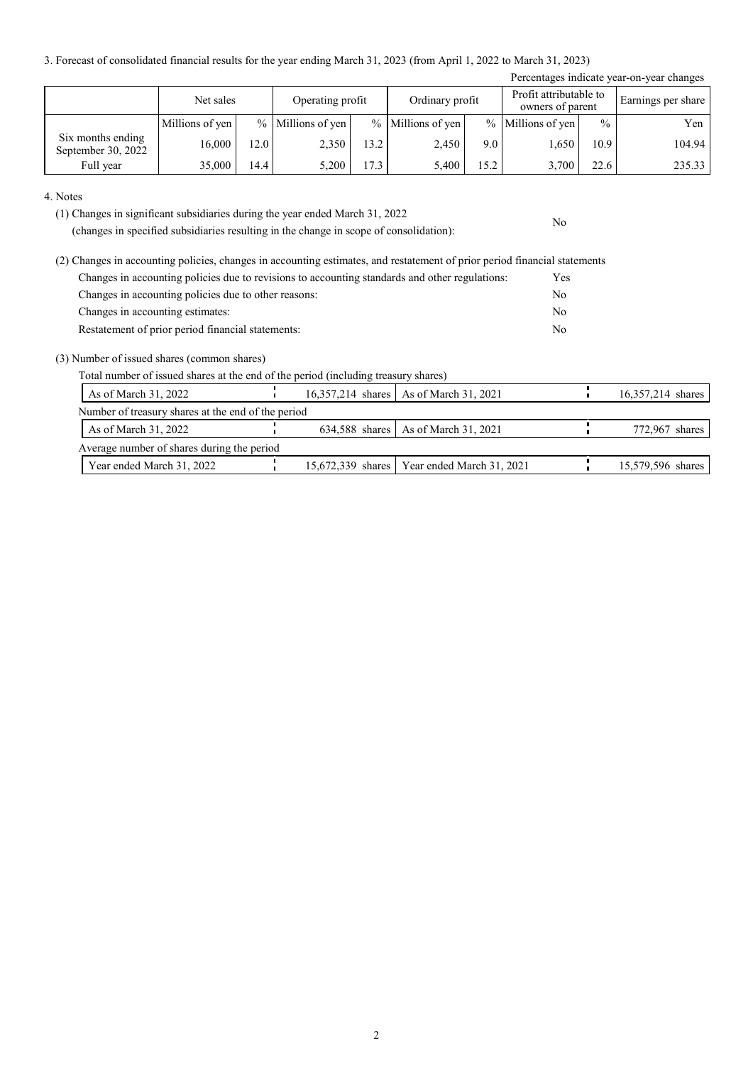3. Forecast of consolidated financial results for the year ending March 31, 2023 (from April 1, 2022 to March 31, 2023)

Percentages indicate year-on-year changes

| | Net sales | | Operating profit | | Ordinary profit | | Profit attributable to owners of parent | | Earnings per share |
|---|---|---|---|---|---|---|---|---|---|
| | Millions of yen | % | Millions of yen | % | Millions of yen | % | Millions of yen | % | Yen |
| Six months ending September 30, 2022 | 16,000 | 12.0 | 2,350 | 13.2 | 2,450 | 9.0 | 1,650 | 10.9 | 104.94 |
| Full year | 35,000 | 14.4 | 5,200 | 17.3 | 5,400 | 15.2 | 3,700 | 22.6 | 235.33 |

4. Notes

(1) Changes in significant subsidiaries during the year ended March 31, 2022 (changes in specified subsidiaries resulting in the change in scope of consolidation): No

(2) Changes in accounting policies, changes in accounting estimates, and restatement of prior period financial statements

| | |
|---|---|
| Changes in accounting policies due to revisions to accounting standards and other regulations: | Yes |
| Changes in accounting policies due to other reasons: | No |
| Changes in accounting estimates: | No |
| Restatement of prior period financial statements: | No |

(3) Number of issued shares (common shares)

Total number of issued shares at the end of the period (including treasury shares)

| | | | |
|---|---|---|---|
| As of March 31, 2022 | 16,357,214 shares | As of March 31, 2021 | 16,357,214 shares |

Number of treasury shares at the end of the period

| | | | |
|---|---|---|---|
| As of March 31, 2022 | 634,588 shares | As of March 31, 2021 | 772,967 shares |

Average number of shares during the period

| | | | |
|---|---|---|---|
| Year ended March 31, 2022 | 15,672,339 shares | Year ended March 31, 2021 | 15,579,596 shares |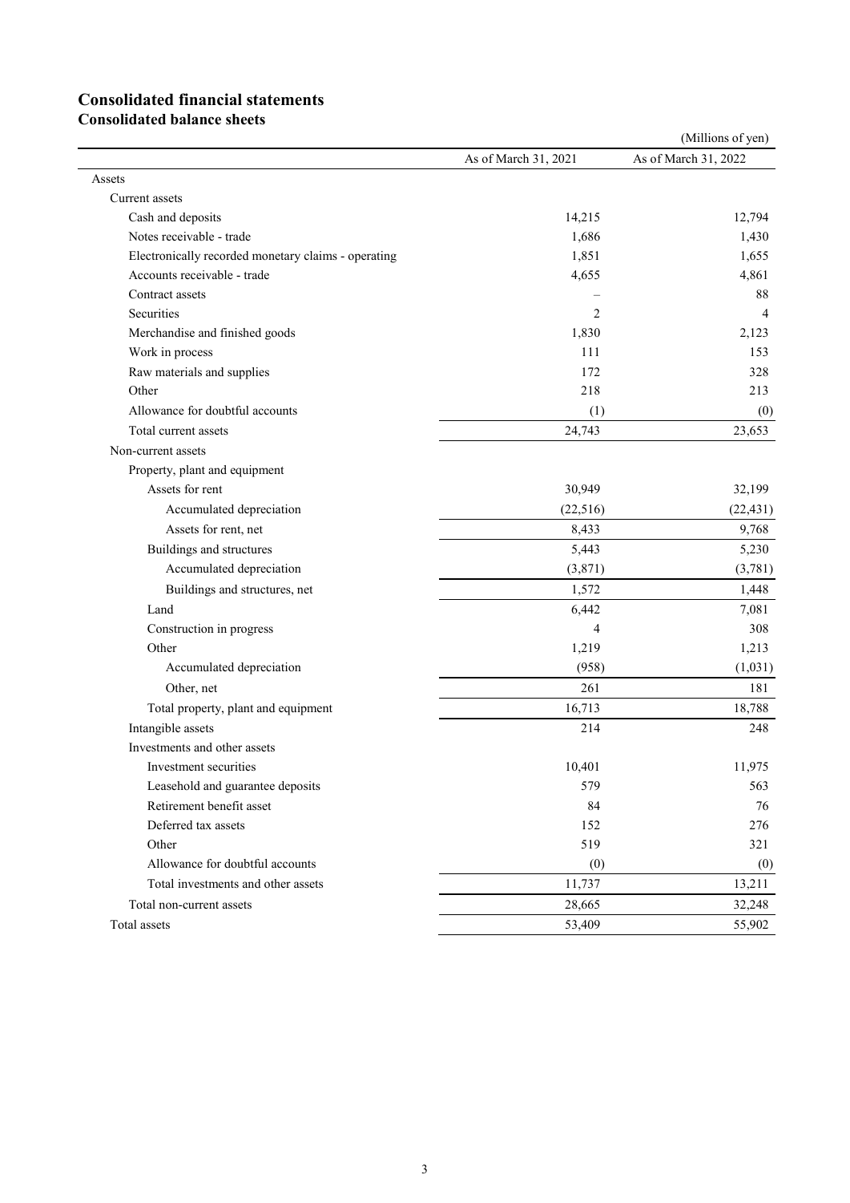# Consolidated financial statements

## Consolidated balance sheets

(Millions of yen)

| | As of March 31, 2021 | As of March 31, 2022 |
|---|---|---|
| Assets | | |
| Current assets | | |
| Cash and deposits | 14,215 | 12,794 |
| Notes receivable - trade | 1,686 | 1,430 |
| Electronically recorded monetary claims - operating | 1,851 | 1,655 |
| Accounts receivable - trade | 4,655 | 4,861 |
| Contract assets | – | 88 |
| Securities | 2 | 4 |
| Merchandise and finished goods | 1,830 | 2,123 |
| Work in process | 111 | 153 |
| Raw materials and supplies | 172 | 328 |
| Other | 218 | 213 |
| Allowance for doubtful accounts | (1) | (0) |
| Total current assets | 24,743 | 23,653 |
| Non-current assets | | |
| Property, plant and equipment | | |
| Assets for rent | 30,949 | 32,199 |
| Accumulated depreciation | (22,516) | (22,431) |
| Assets for rent, net | 8,433 | 9,768 |
| Buildings and structures | 5,443 | 5,230 |
| Accumulated depreciation | (3,871) | (3,781) |
| Buildings and structures, net | 1,572 | 1,448 |
| Land | 6,442 | 7,081 |
| Construction in progress | 4 | 308 |
| Other | 1,219 | 1,213 |
| Accumulated depreciation | (958) | (1,031) |
| Other, net | 261 | 181 |
| Total property, plant and equipment | 16,713 | 18,788 |
| Intangible assets | 214 | 248 |
| Investments and other assets | | |
| Investment securities | 10,401 | 11,975 |
| Leasehold and guarantee deposits | 579 | 563 |
| Retirement benefit asset | 84 | 76 |
| Deferred tax assets | 152 | 276 |
| Other | 519 | 321 |
| Allowance for doubtful accounts | (0) | (0) |
| Total investments and other assets | 11,737 | 13,211 |
| Total non-current assets | 28,665 | 32,248 |
| Total assets | 53,409 | 55,902 |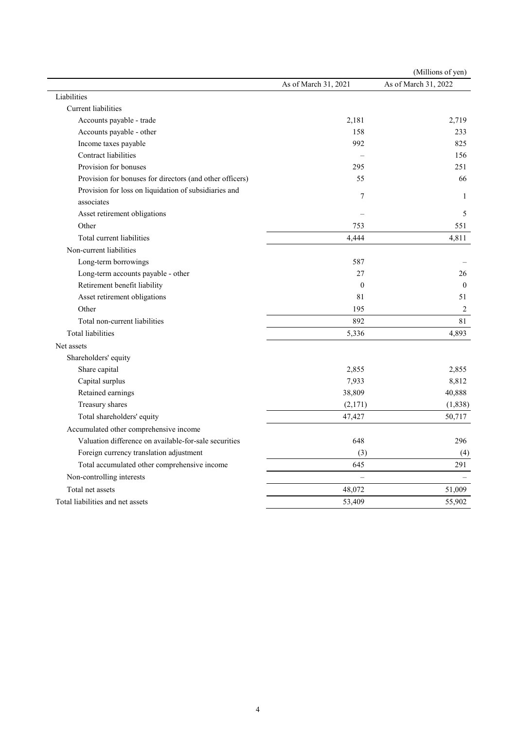(Millions of yen)

| | As of March 31, 2021 | As of March 31, 2022 |
|---|---|---|
| Liabilities | | |
| Current liabilities | | |
| Accounts payable - trade | 2,181 | 2,719 |
| Accounts payable - other | 158 | 233 |
| Income taxes payable | 992 | 825 |
| Contract liabilities | – | 156 |
| Provision for bonuses | 295 | 251 |
| Provision for bonuses for directors (and other officers) | 55 | 66 |
| Provision for loss on liquidation of subsidiaries and associates | 7 | 1 |
| Asset retirement obligations | – | 5 |
| Other | 753 | 551 |
| Total current liabilities | 4,444 | 4,811 |
| Non-current liabilities | | |
| Long-term borrowings | 587 | – |
| Long-term accounts payable - other | 27 | 26 |
| Retirement benefit liability | 0 | 0 |
| Asset retirement obligations | 81 | 51 |
| Other | 195 | 2 |
| Total non-current liabilities | 892 | 81 |
| Total liabilities | 5,336 | 4,893 |
| Net assets | | |
| Shareholders' equity | | |
| Share capital | 2,855 | 2,855 |
| Capital surplus | 7,933 | 8,812 |
| Retained earnings | 38,809 | 40,888 |
| Treasury shares | (2,171) | (1,838) |
| Total shareholders' equity | 47,427 | 50,717 |
| Accumulated other comprehensive income | | |
| Valuation difference on available-for-sale securities | 648 | 296 |
| Foreign currency translation adjustment | (3) | (4) |
| Total accumulated other comprehensive income | 645 | 291 |
| Non-controlling interests | – | – |
| Total net assets | 48,072 | 51,009 |
| Total liabilities and net assets | 53,409 | 55,902 |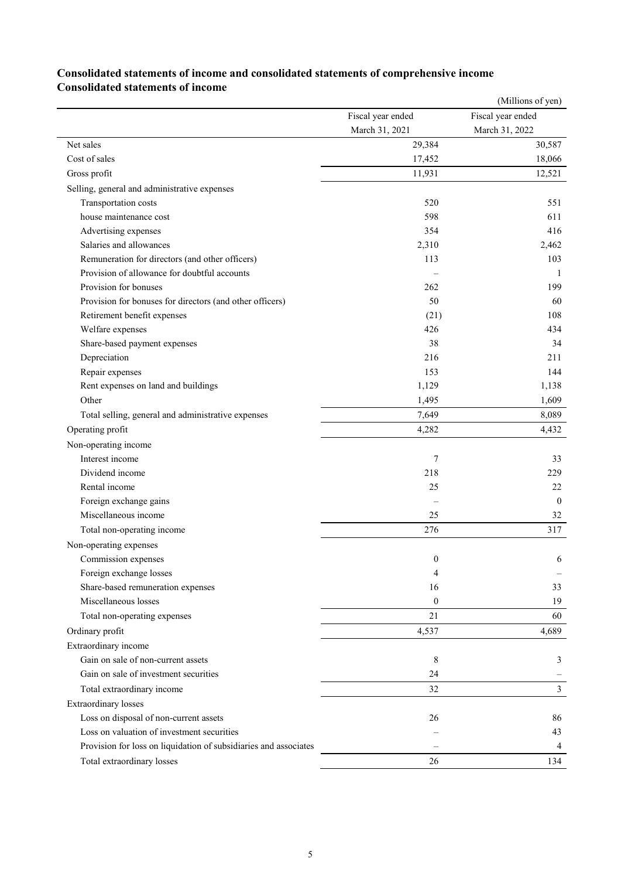## Consolidated statements of income and consolidated statements of comprehensive income

### Consolidated statements of income

(Millions of yen)

| | Fiscal year ended March 31, 2021 | Fiscal year ended March 31, 2022 |
|---|---|---|
| Net sales | 29,384 | 30,587 |
| Cost of sales | 17,452 | 18,066 |
| Gross profit | 11,931 | 12,521 |
| Selling, general and administrative expenses | | |
| Transportation costs | 520 | 551 |
| house maintenance cost | 598 | 611 |
| Advertising expenses | 354 | 416 |
| Salaries and allowances | 2,310 | 2,462 |
| Remuneration for directors (and other officers) | 113 | 103 |
| Provision of allowance for doubtful accounts | – | 1 |
| Provision for bonuses | 262 | 199 |
| Provision for bonuses for directors (and other officers) | 50 | 60 |
| Retirement benefit expenses | (21) | 108 |
| Welfare expenses | 426 | 434 |
| Share-based payment expenses | 38 | 34 |
| Depreciation | 216 | 211 |
| Repair expenses | 153 | 144 |
| Rent expenses on land and buildings | 1,129 | 1,138 |
| Other | 1,495 | 1,609 |
| Total selling, general and administrative expenses | 7,649 | 8,089 |
| Operating profit | 4,282 | 4,432 |
| Non-operating income | | |
| Interest income | 7 | 33 |
| Dividend income | 218 | 229 |
| Rental income | 25 | 22 |
| Foreign exchange gains | – | 0 |
| Miscellaneous income | 25 | 32 |
| Total non-operating income | 276 | 317 |
| Non-operating expenses | | |
| Commission expenses | 0 | 6 |
| Foreign exchange losses | 4 | – |
| Share-based remuneration expenses | 16 | 33 |
| Miscellaneous losses | 0 | 19 |
| Total non-operating expenses | 21 | 60 |
| Ordinary profit | 4,537 | 4,689 |
| Extraordinary income | | |
| Gain on sale of non-current assets | 8 | 3 |
| Gain on sale of investment securities | 24 | – |
| Total extraordinary income | 32 | 3 |
| Extraordinary losses | | |
| Loss on disposal of non-current assets | 26 | 86 |
| Loss on valuation of investment securities | – | 43 |
| Provision for loss on liquidation of subsidiaries and associates | – | 4 |
| Total extraordinary losses | 26 | 134 |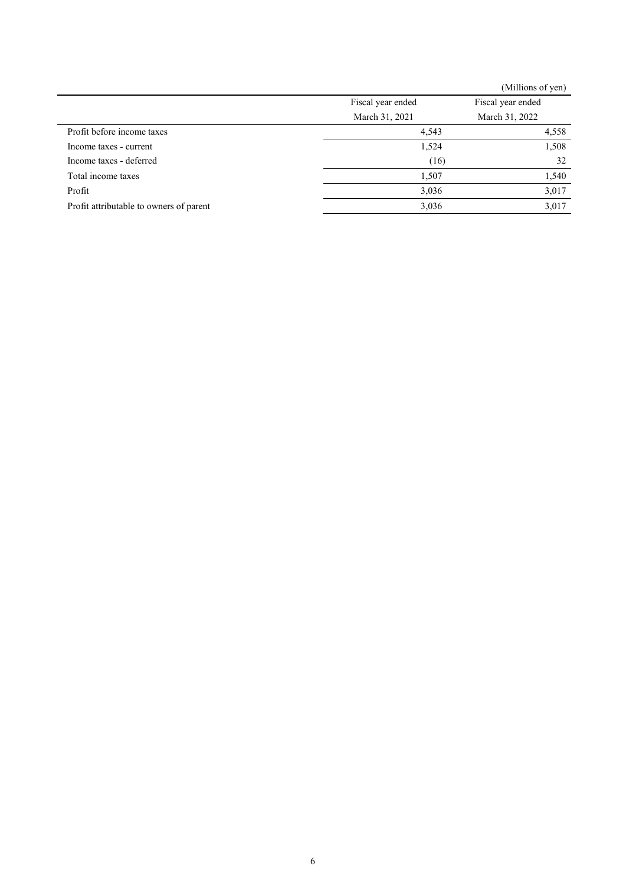(Millions of yen)

| | Fiscal year ended March 31, 2021 | Fiscal year ended March 31, 2022 |
|---|---|---|
| Profit before income taxes | 4,543 | 4,558 |
| Income taxes - current | 1,524 | 1,508 |
| Income taxes - deferred | (16) | 32 |
| Total income taxes | 1,507 | 1,540 |
| Profit | 3,036 | 3,017 |
| Profit attributable to owners of parent | 3,036 | 3,017 |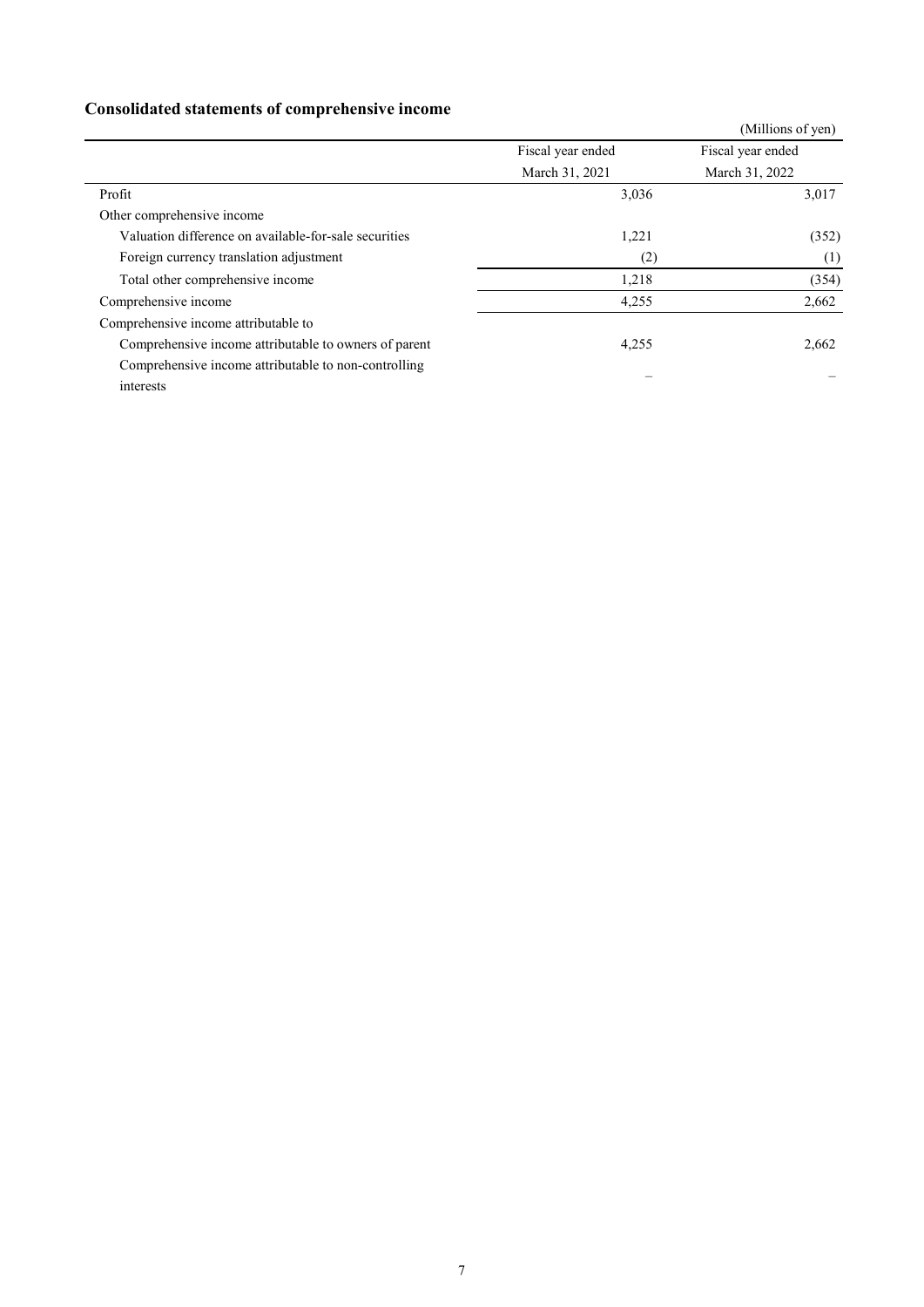## Consolidated statements of comprehensive income

(Millions of yen)

| | Fiscal year ended March 31, 2021 | Fiscal year ended March 31, 2022 |
|---|---|---|
| Profit | 3,036 | 3,017 |
| Other comprehensive income | | |
| Valuation difference on available-for-sale securities | 1,221 | (352) |
| Foreign currency translation adjustment | (2) | (1) |
| Total other comprehensive income | 1,218 | (354) |
| Comprehensive income | 4,255 | 2,662 |
| Comprehensive income attributable to | | |
| Comprehensive income attributable to owners of parent | 4,255 | 2,662 |
| Comprehensive income attributable to non-controlling interests | – | – |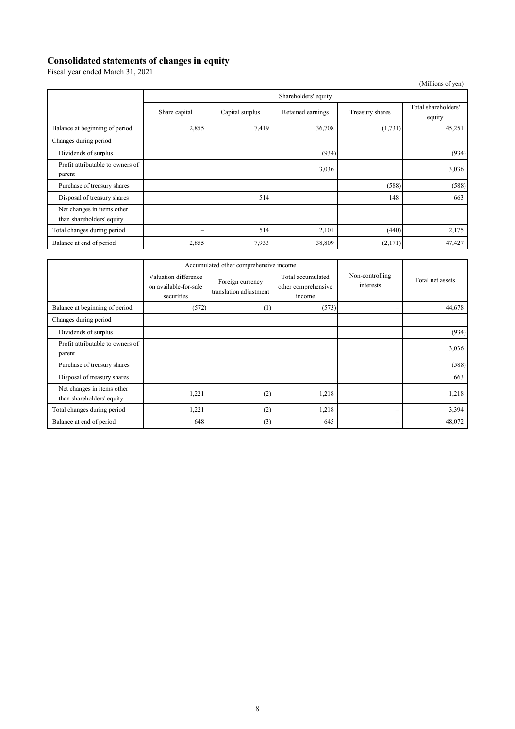## Consolidated statements of changes in equity

Fiscal year ended March 31, 2021

(Millions of yen)

| | Shareholders' equity | | | | |
|---|---|---|---|---|---|
| | Share capital | Capital surplus | Retained earnings | Treasury shares | Total shareholders' equity |
| Balance at beginning of period | 2,855 | 7,419 | 36,708 | (1,731) | 45,251 |
| Changes during period | | | | | |
| Dividends of surplus | | | (934) | | (934) |
| Profit attributable to owners of parent | | | 3,036 | | 3,036 |
| Purchase of treasury shares | | | | (588) | (588) |
| Disposal of treasury shares | | 514 | | 148 | 663 |
| Net changes in items other than shareholders' equity | | | | | |
| Total changes during period | – | 514 | 2,101 | (440) | 2,175 |
| Balance at end of period | 2,855 | 7,933 | 38,809 | (2,171) | 47,427 |

| | Accumulated other comprehensive income | | | Non-controlling interests | Total net assets |
|---|---|---|---|---|---|
| | Valuation difference on available-for-sale securities | Foreign currency translation adjustment | Total accumulated other comprehensive income | | |
| Balance at beginning of period | (572) | (1) | (573) | – | 44,678 |
| Changes during period | | | | | |
| Dividends of surplus | | | | | (934) |
| Profit attributable to owners of parent | | | | | 3,036 |
| Purchase of treasury shares | | | | | (588) |
| Disposal of treasury shares | | | | | 663 |
| Net changes in items other than shareholders' equity | 1,221 | (2) | 1,218 | | 1,218 |
| Total changes during period | 1,221 | (2) | 1,218 | – | 3,394 |
| Balance at end of period | 648 | (3) | 645 | – | 48,072 |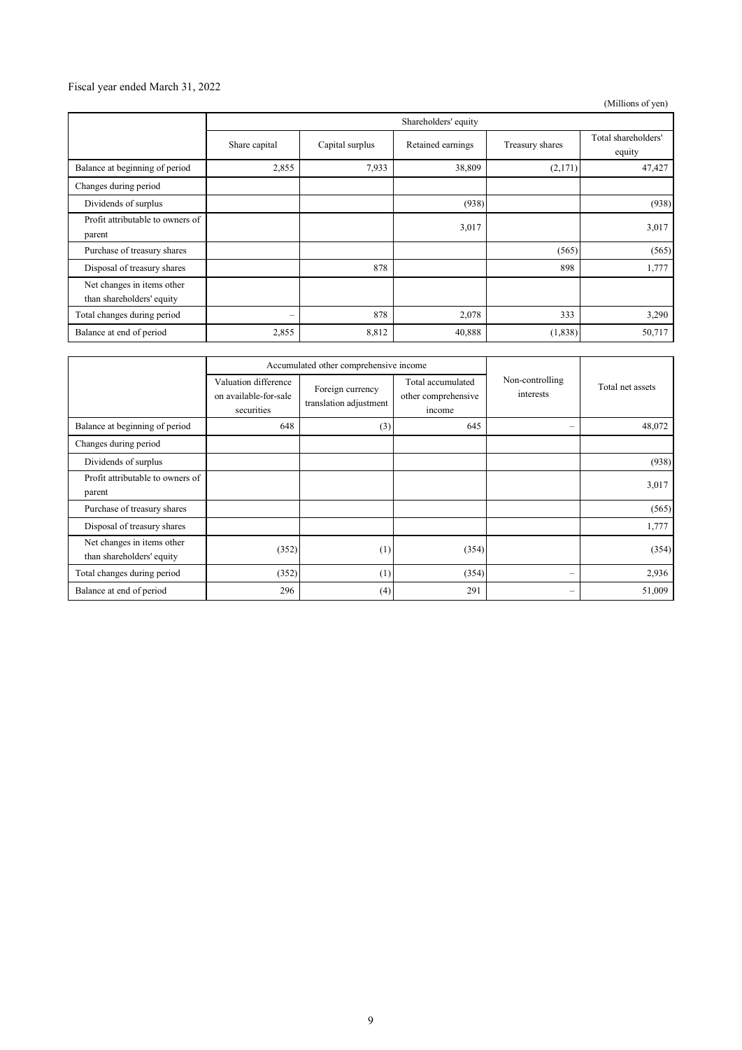Fiscal year ended March 31, 2022

(Millions of yen)

| | Shareholders' equity | | | | |
|---|---|---|---|---|---|
| | Share capital | Capital surplus | Retained earnings | Treasury shares | Total shareholders' equity |
| Balance at beginning of period | 2,855 | 7,933 | 38,809 | (2,171) | 47,427 |
| Changes during period | | | | | |
| Dividends of surplus | | | (938) | | (938) |
| Profit attributable to owners of parent | | | 3,017 | | 3,017 |
| Purchase of treasury shares | | | | (565) | (565) |
| Disposal of treasury shares | | 878 | | 898 | 1,777 |
| Net changes in items other than shareholders' equity | | | | | |
| Total changes during period | – | 878 | 2,078 | 333 | 3,290 |
| Balance at end of period | 2,855 | 8,812 | 40,888 | (1,838) | 50,717 |

| | Accumulated other comprehensive income | | | Non-controlling interests | Total net assets |
|---|---|---|---|---|---|
| | Valuation difference on available-for-sale securities | Foreign currency translation adjustment | Total accumulated other comprehensive income | | |
| Balance at beginning of period | 648 | (3) | 645 | – | 48,072 |
| Changes during period | | | | | |
| Dividends of surplus | | | | | (938) |
| Profit attributable to owners of parent | | | | | 3,017 |
| Purchase of treasury shares | | | | | (565) |
| Disposal of treasury shares | | | | | 1,777 |
| Net changes in items other than shareholders' equity | (352) | (1) | (354) | | (354) |
| Total changes during period | (352) | (1) | (354) | – | 2,936 |
| Balance at end of period | 296 | (4) | 291 | – | 51,009 |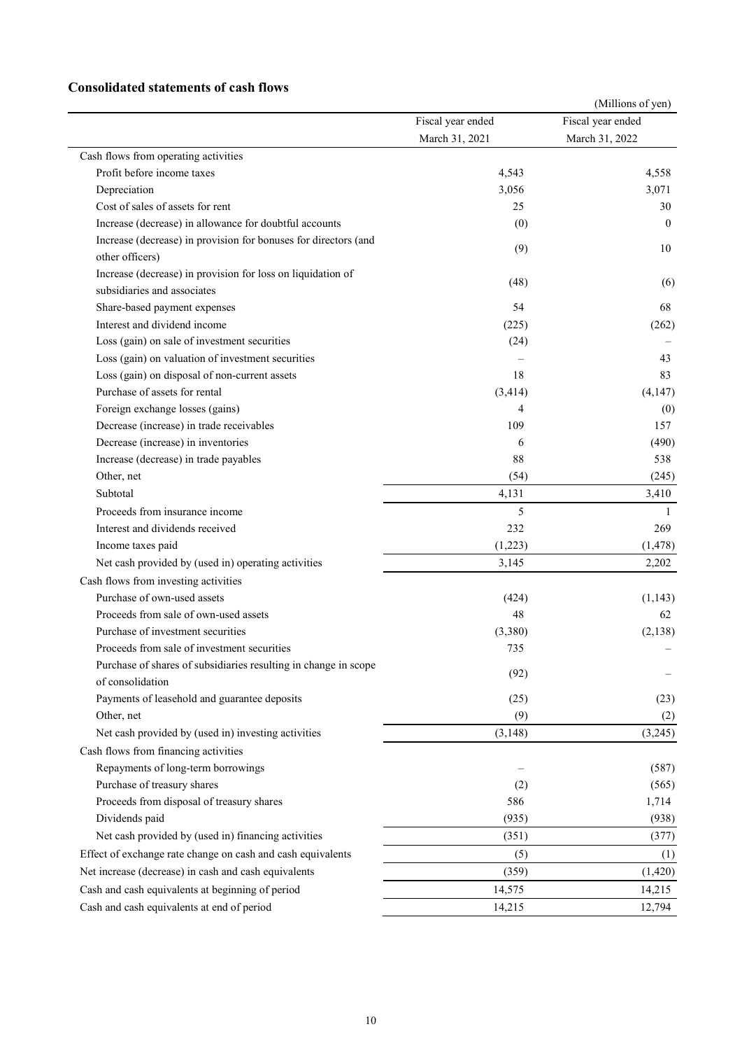### Consolidated statements of cash flows

(Millions of yen)

| | Fiscal year ended March 31, 2021 | Fiscal year ended March 31, 2022 |
|---|---|---|
| Cash flows from operating activities | | |
| Profit before income taxes | 4,543 | 4,558 |
| Depreciation | 3,056 | 3,071 |
| Cost of sales of assets for rent | 25 | 30 |
| Increase (decrease) in allowance for doubtful accounts | (0) | 0 |
| Increase (decrease) in provision for bonuses for directors (and other officers) | (9) | 10 |
| Increase (decrease) in provision for loss on liquidation of subsidiaries and associates | (48) | (6) |
| Share-based payment expenses | 54 | 68 |
| Interest and dividend income | (225) | (262) |
| Loss (gain) on sale of investment securities | (24) | – |
| Loss (gain) on valuation of investment securities | – | 43 |
| Loss (gain) on disposal of non-current assets | 18 | 83 |
| Purchase of assets for rental | (3,414) | (4,147) |
| Foreign exchange losses (gains) | 4 | (0) |
| Decrease (increase) in trade receivables | 109 | 157 |
| Decrease (increase) in inventories | 6 | (490) |
| Increase (decrease) in trade payables | 88 | 538 |
| Other, net | (54) | (245) |
| Subtotal | 4,131 | 3,410 |
| Proceeds from insurance income | 5 | 1 |
| Interest and dividends received | 232 | 269 |
| Income taxes paid | (1,223) | (1,478) |
| Net cash provided by (used in) operating activities | 3,145 | 2,202 |
| Cash flows from investing activities | | |
| Purchase of own-used assets | (424) | (1,143) |
| Proceeds from sale of own-used assets | 48 | 62 |
| Purchase of investment securities | (3,380) | (2,138) |
| Proceeds from sale of investment securities | 735 | – |
| Purchase of shares of subsidiaries resulting in change in scope of consolidation | (92) | – |
| Payments of leasehold and guarantee deposits | (25) | (23) |
| Other, net | (9) | (2) |
| Net cash provided by (used in) investing activities | (3,148) | (3,245) |
| Cash flows from financing activities | | |
| Repayments of long-term borrowings | – | (587) |
| Purchase of treasury shares | (2) | (565) |
| Proceeds from disposal of treasury shares | 586 | 1,714 |
| Dividends paid | (935) | (938) |
| Net cash provided by (used in) financing activities | (351) | (377) |
| Effect of exchange rate change on cash and cash equivalents | (5) | (1) |
| Net increase (decrease) in cash and cash equivalents | (359) | (1,420) |
| Cash and cash equivalents at beginning of period | 14,575 | 14,215 |
| Cash and cash equivalents at end of period | 14,215 | 12,794 |